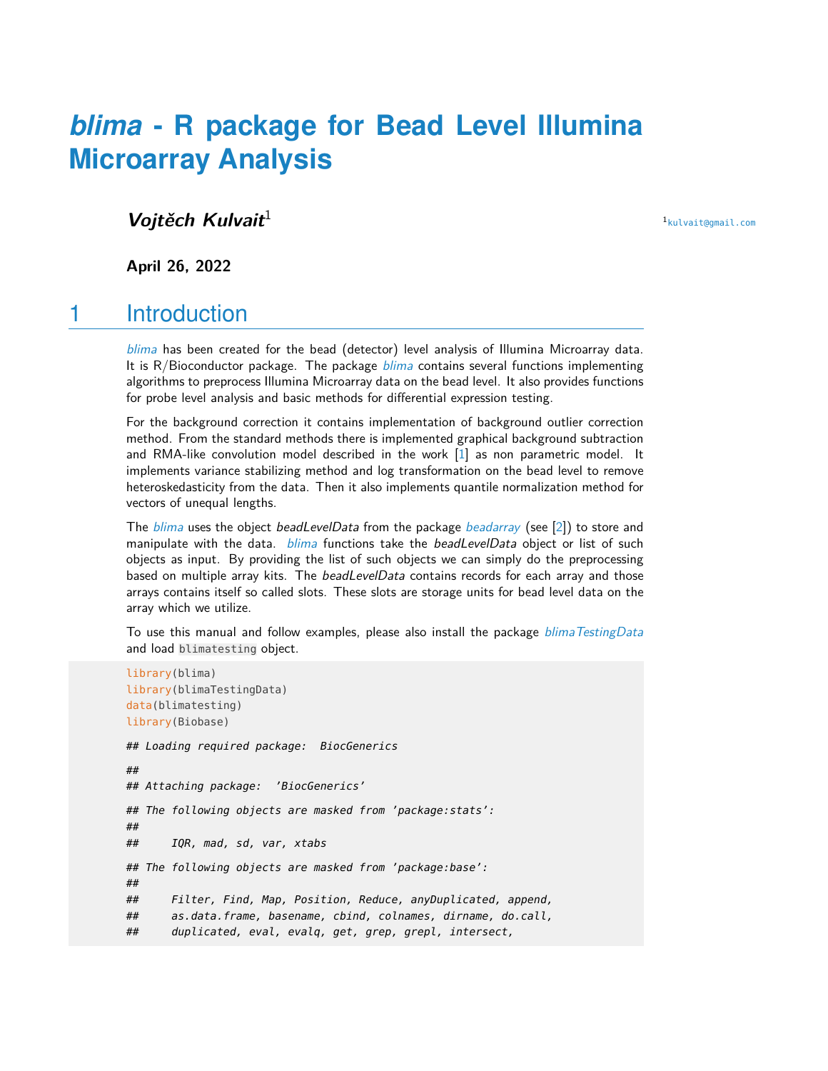# *blima* - R package for Bead Level Illumina Microarray Analysis

***Vojtěch Kulvait***[1]

[1] kulvait@gmail.com

**April 26, 2022**

## 1 Introduction

*blima* has been created for the bead (detector) level analysis of Illumina Microarray data. It is R/Bioconductor package. The package *blima* contains several functions implementing algorithms to preprocess Illumina Microarray data on the bead level. It also provides functions for probe level analysis and basic methods for differential expression testing.

For the background correction it contains implementation of background outlier correction method. From the standard methods there is implemented graphical background subtraction and RMA-like convolution model described in the work [1] as non parametric model. It implements variance stabilizing method and log transformation on the bead level to remove heteroskedasticity from the data. Then it also implements quantile normalization method for vectors of unequal lengths.

The *blima* uses the object *beadLevelData* from the package *beadarray* (see [2]) to store and manipulate with the data. *blima* functions take the *beadLevelData* object or list of such objects as input. By providing the list of such objects we can simply do the preprocessing based on multiple array kits. The *beadLevelData* contains records for each array and those arrays contains itself so called slots. These slots are storage units for bead level data on the array which we utilize.

To use this manual and follow examples, please also install the package *blimaTestingData* and load `blimatesting` object.

```
library(blima)
library(blimaTestingData)
data(blimatesting)
library(Biobase)

## Loading required package:  BiocGenerics

##
## Attaching package:  'BiocGenerics'

## The following objects are masked from 'package:stats':
##
##     IQR, mad, sd, var, xtabs

## The following objects are masked from 'package:base':
##
##     Filter, Find, Map, Position, Reduce, anyDuplicated, append,
##     as.data.frame, basename, cbind, colnames, dirname, do.call,
##     duplicated, eval, evalq, get, grep, grepl, intersect,
```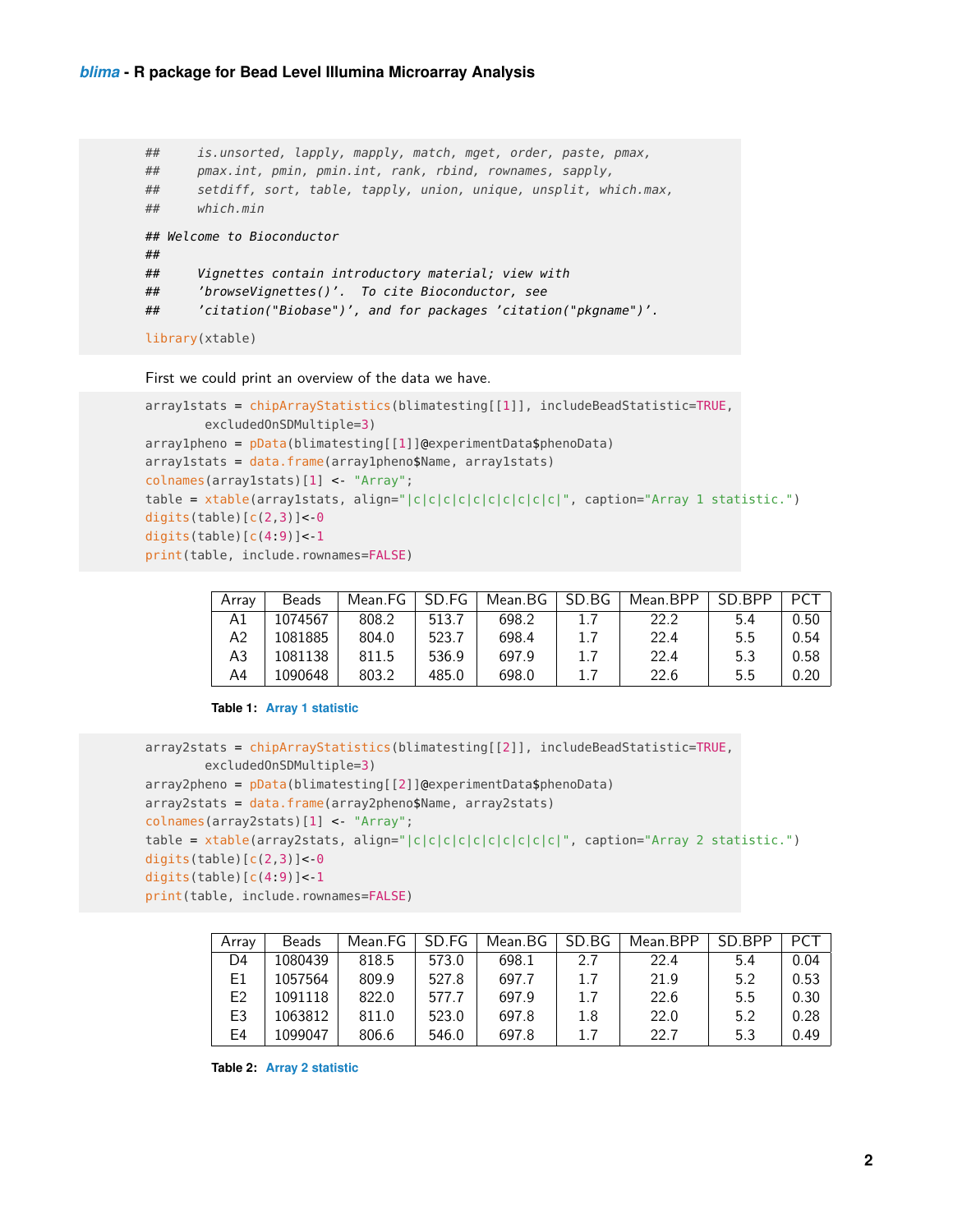```
##     is.unsorted, lapply, mapply, match, mget, order, paste, pmax,
##     pmax.int, pmin, pmin.int, rank, rbind, rownames, sapply,
##     setdiff, sort, table, tapply, union, unique, unsplit, which.max,
##     which.min

## Welcome to Bioconductor
##
##     Vignettes contain introductory material; view with
##     'browseVignettes()'.  To cite Bioconductor, see
##     'citation("Biobase")', and for packages 'citation("pkgname")'.

library(xtable)
```

First we could print an overview of the data we have.

```
array1stats = chipArrayStatistics(blimatesting[[1]], includeBeadStatistic=TRUE,
        excludedOnSDMultiple=3)
array1pheno = pData(blimatesting[[1]]@experimentData$phenoData)
array1stats = data.frame(array1pheno$Name, array1stats)
colnames(array1stats)[1] <- "Array";
table = xtable(array1stats, align="|c|c|c|c|c|c|c|c|c|c|", caption="Array 1 statistic.")
digits(table)[c(2,3)]<-0
digits(table)[c(4:9)]<-1
print(table, include.rownames=FALSE)
```

| Array | Beads | Mean.FG | SD.FG | Mean.BG | SD.BG | Mean.BPP | SD.BPP | PCT |
|---|---|---|---|---|---|---|---|---|
| A1 | 1074567 | 808.2 | 513.7 | 698.2 | 1.7 | 22.2 | 5.4 | 0.50 |
| A2 | 1081885 | 804.0 | 523.7 | 698.4 | 1.7 | 22.4 | 5.5 | 0.54 |
| A3 | 1081138 | 811.5 | 536.9 | 697.9 | 1.7 | 22.4 | 5.3 | 0.58 |
| A4 | 1090648 | 803.2 | 485.0 | 698.0 | 1.7 | 22.6 | 5.5 | 0.20 |

**Table 1:** Array 1 statistic

```
array2stats = chipArrayStatistics(blimatesting[[2]], includeBeadStatistic=TRUE,
        excludedOnSDMultiple=3)
array2pheno = pData(blimatesting[[2]]@experimentData$phenoData)
array2stats = data.frame(array2pheno$Name, array2stats)
colnames(array2stats)[1] <- "Array";
table = xtable(array2stats, align="|c|c|c|c|c|c|c|c|c|c|", caption="Array 2 statistic.")
digits(table)[c(2,3)]<-0
digits(table)[c(4:9)]<-1
print(table, include.rownames=FALSE)
```

| Array | Beads | Mean.FG | SD.FG | Mean.BG | SD.BG | Mean.BPP | SD.BPP | PCT |
|---|---|---|---|---|---|---|---|---|
| D4 | 1080439 | 818.5 | 573.0 | 698.1 | 2.7 | 22.4 | 5.4 | 0.04 |
| E1 | 1057564 | 809.9 | 527.8 | 697.7 | 1.7 | 21.9 | 5.2 | 0.53 |
| E2 | 1091118 | 822.0 | 577.7 | 697.9 | 1.7 | 22.6 | 5.5 | 0.30 |
| E3 | 1063812 | 811.0 | 523.0 | 697.8 | 1.8 | 22.0 | 5.2 | 0.28 |
| E4 | 1099047 | 806.6 | 546.0 | 697.8 | 1.7 | 22.7 | 5.3 | 0.49 |

**Table 2:** Array 2 statistic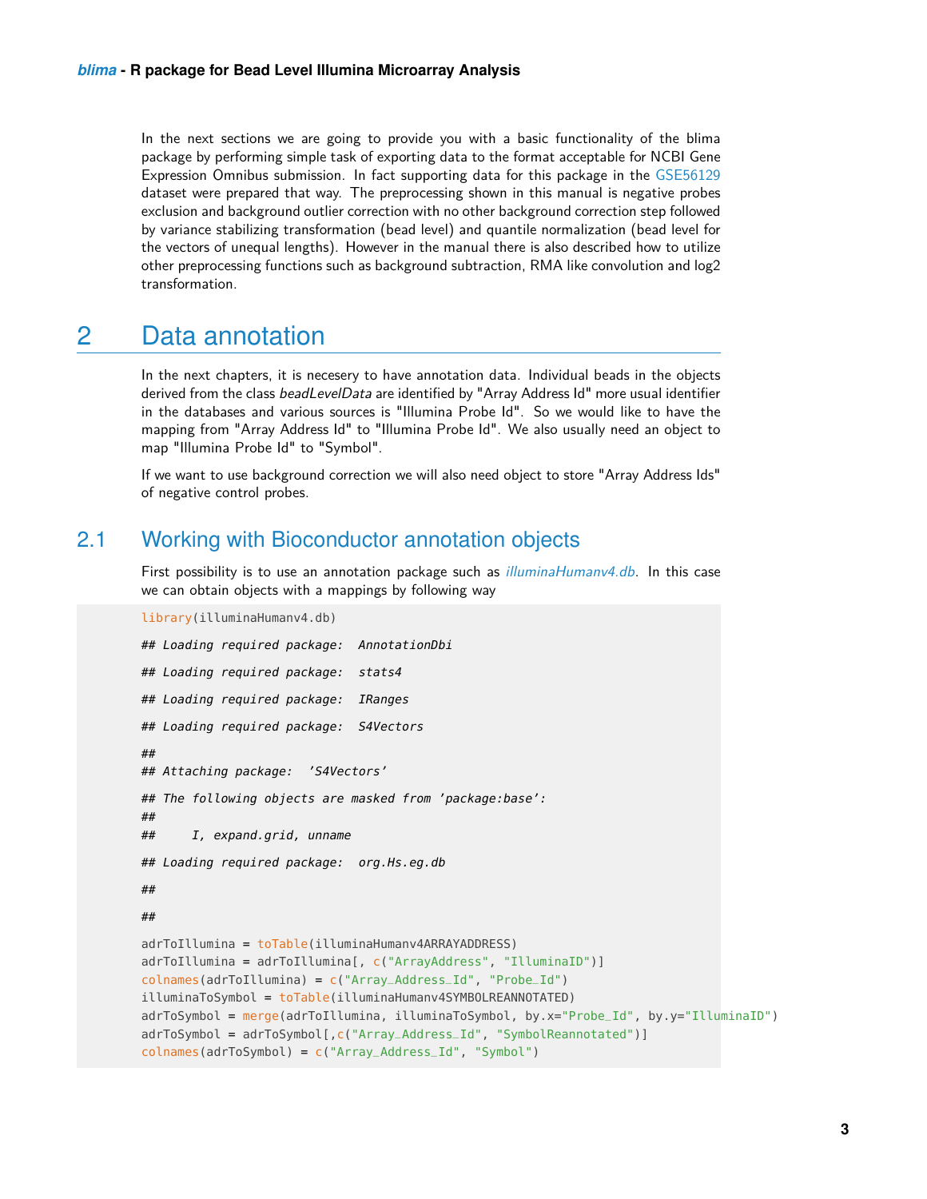In the next sections we are going to provide you with a basic functionality of the blima package by performing simple task of exporting data to the format acceptable for NCBI Gene Expression Omnibus submission. In fact supporting data for this package in the GSE56129 dataset were prepared that way. The preprocessing shown in this manual is negative probes exclusion and background outlier correction with no other background correction step followed by variance stabilizing transformation (bead level) and quantile normalization (bead level for the vectors of unequal lengths). However in the manual there is also described how to utilize other preprocessing functions such as background subtraction, RMA like convolution and log2 transformation.

# 2 Data annotation

In the next chapters, it is necesery to have annotation data. Individual beads in the objects derived from the class *beadLevelData* are identified by "Array Address Id" more usual identifier in the databases and various sources is "Illumina Probe Id". So we would like to have the mapping from "Array Address Id" to "Illumina Probe Id". We also usually need an object to map "Illumina Probe Id" to "Symbol".

If we want to use background correction we will also need object to store "Array Address Ids" of negative control probes.

## 2.1 Working with Bioconductor annotation objects

First possibility is to use an annotation package such as *illuminaHumanv4.db*. In this case we can obtain objects with a mappings by following way

```
library(illuminaHumanv4.db)

## Loading required package:  AnnotationDbi

## Loading required package:  stats4

## Loading required package:  IRanges

## Loading required package:  S4Vectors

##
## Attaching package:  'S4Vectors'

## The following objects are masked from 'package:base':
##
##     I, expand.grid, unname

## Loading required package:  org.Hs.eg.db

##

##

adrToIllumina = toTable(illuminaHumanv4ARRAYADDRESS)
adrToIllumina = adrToIllumina[, c("ArrayAddress", "IlluminaID")]
colnames(adrToIllumina) = c("Array_Address_Id", "Probe_Id")
illuminaToSymbol = toTable(illuminaHumanv4SYMBOLREANNOTATED)
adrToSymbol = merge(adrToIllumina, illuminaToSymbol, by.x="Probe_Id", by.y="IlluminaID")
adrToSymbol = adrToSymbol[,c("Array_Address_Id", "SymbolReannotated")]
colnames(adrToSymbol) = c("Array_Address_Id", "Symbol")
```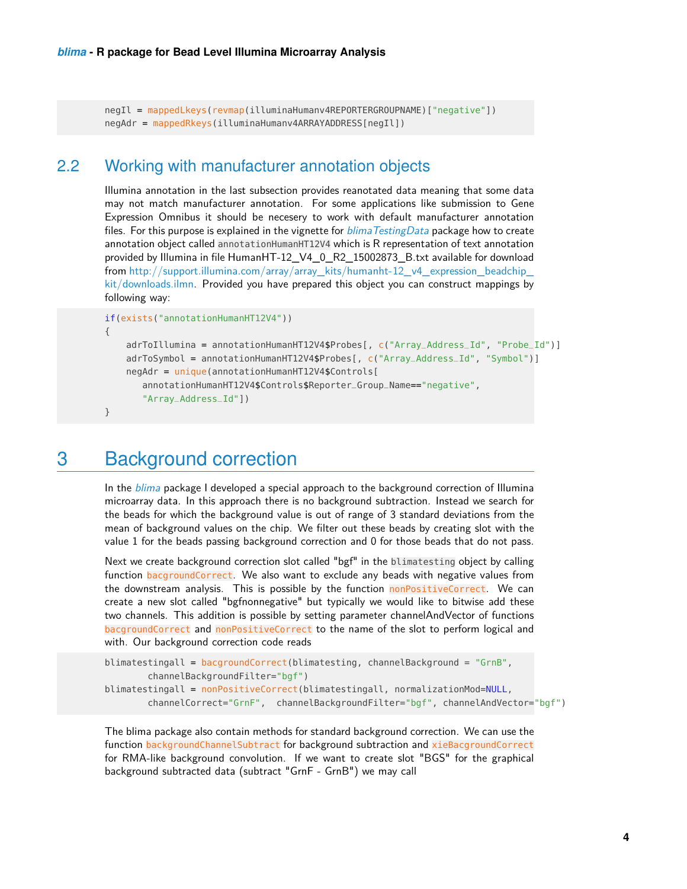```
negIl = mappedLkeys(revmap(illuminaHumanv4REPORTERGROUPNAME)["negative"])
negAdr = mappedRkeys(illuminaHumanv4ARRAYADDRESS[negIl])
```

## 2.2 Working with manufacturer annotation objects

Illumina annotation in the last subsection provides reanotated data meaning that some data may not match manufacturer annotation. For some applications like submission to Gene Expression Omnibus it should be necesery to work with default manufacturer annotation files. For this purpose is explained in the vignette for *blimaTestingData* package how to create annotation object called `annotationHumanHT12V4` which is R representation of text annotation provided by Illumina in file HumanHT-12_V4_0_R2_15002873_B.txt available for download from http://support.illumina.com/array/array_kits/humanht-12_v4_expression_beadchip_kit/downloads.ilmn. Provided you have prepared this object you can construct mappings by following way:

```
if(exists("annotationHumanHT12V4"))
{
    adrToIllumina = annotationHumanHT12V4$Probes[, c("Array_Address_Id", "Probe_Id")]
    adrToSymbol = annotationHumanHT12V4$Probes[, c("Array_Address_Id", "Symbol")]
    negAdr = unique(annotationHumanHT12V4$Controls[
       annotationHumanHT12V4$Controls$Reporter_Group_Name=="negative",
       "Array_Address_Id"])
}
```

# 3 Background correction

In the *blima* package I developed a special approach to the background correction of Illumina microarray data. In this approach there is no background subtraction. Instead we search for the beads for which the background value is out of range of 3 standard deviations from the mean of background values on the chip. We filter out these beads by creating slot with the value 1 for the beads passing background correction and 0 for those beads that do not pass.

Next we create background correction slot called "bgf" in the `blimatesting` object by calling function `bacgroundCorrect`. We also want to exclude any beads with negative values from the downstream analysis. This is possible by the function `nonPositiveCorrect`. We can create a new slot called "bgfnonnegative" but typically we would like to bitwise add these two channels. This addition is possible by setting parameter channelAndVector of functions `bacgroundCorrect` and `nonPositiveCorrect` to the name of the slot to perform logical and with. Our background correction code reads

```
blimatestingall = bacgroundCorrect(blimatesting, channelBackground = "GrnB",
        channelBackgroundFilter="bgf")
blimatestingall = nonPositiveCorrect(blimatestingall, normalizationMod=NULL,
        channelCorrect="GrnF",  channelBackgroundFilter="bgf", channelAndVector="bgf")
```

The blima package also contain methods for standard background correction. We can use the function `backgroundChannelSubtract` for background subtraction and `xieBacgroundCorrect` for RMA-like background convolution. If we want to create slot "BGS" for the graphical background subtracted data (subtract "GrnF - GrnB") we may call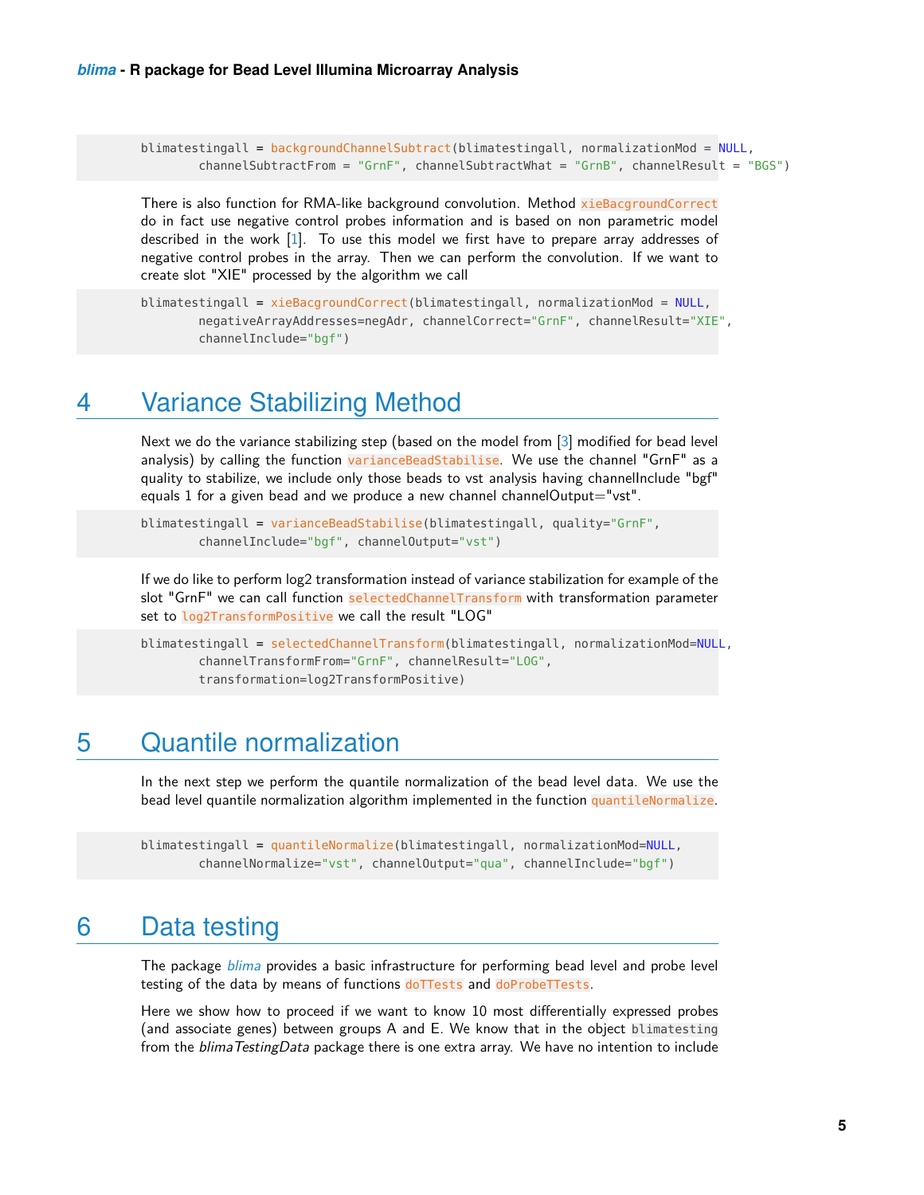```
blimatestingall = backgroundChannelSubtract(blimatestingall, normalizationMod = NULL,
        channelSubtractFrom = "GrnF", channelSubtractWhat = "GrnB", channelResult = "BGS")
```

There is also function for RMA-like background convolution. Method `xieBacgroundCorrect` do in fact use negative control probes information and is based on non parametric model described in the work [1]. To use this model we first have to prepare array addresses of negative control probes in the array. Then we can perform the convolution. If we want to create slot "XIE" processed by the algorithm we call

```
blimatestingall = xieBacgroundCorrect(blimatestingall, normalizationMod = NULL,
        negativeArrayAddresses=negAdr, channelCorrect="GrnF", channelResult="XIE",
        channelInclude="bgf")
```

# 4 Variance Stabilizing Method

Next we do the variance stabilizing step (based on the model from [3] modified for bead level analysis) by calling the function `varianceBeadStabilise`. We use the channel "GrnF" as a quality to stabilize, we include only those beads to vst analysis having channelInclude "bgf" equals 1 for a given bead and we produce a new channel channelOutput="vst".

```
blimatestingall = varianceBeadStabilise(blimatestingall, quality="GrnF",
        channelInclude="bgf", channelOutput="vst")
```

If we do like to perform log2 transformation instead of variance stabilization for example of the slot "GrnF" we can call function `selectedChannelTransform` with transformation parameter set to `log2TransformPositive` we call the result "LOG"

```
blimatestingall = selectedChannelTransform(blimatestingall, normalizationMod=NULL,
        channelTransformFrom="GrnF", channelResult="LOG",
        transformation=log2TransformPositive)
```

# 5 Quantile normalization

In the next step we perform the quantile normalization of the bead level data. We use the bead level quantile normalization algorithm implemented in the function `quantileNormalize`.

```
blimatestingall = quantileNormalize(blimatestingall, normalizationMod=NULL,
        channelNormalize="vst", channelOutput="qua", channelInclude="bgf")
```

# 6 Data testing

The package *blima* provides a basic infrastructure for performing bead level and probe level testing of the data by means of functions `doTTests` and `doProbeTTests`.

Here we show how to proceed if we want to know 10 most differentially expressed probes (and associate genes) between groups A and E. We know that in the object `blimatesting` from the *blimaTestingData* package there is one extra array. We have no intention to include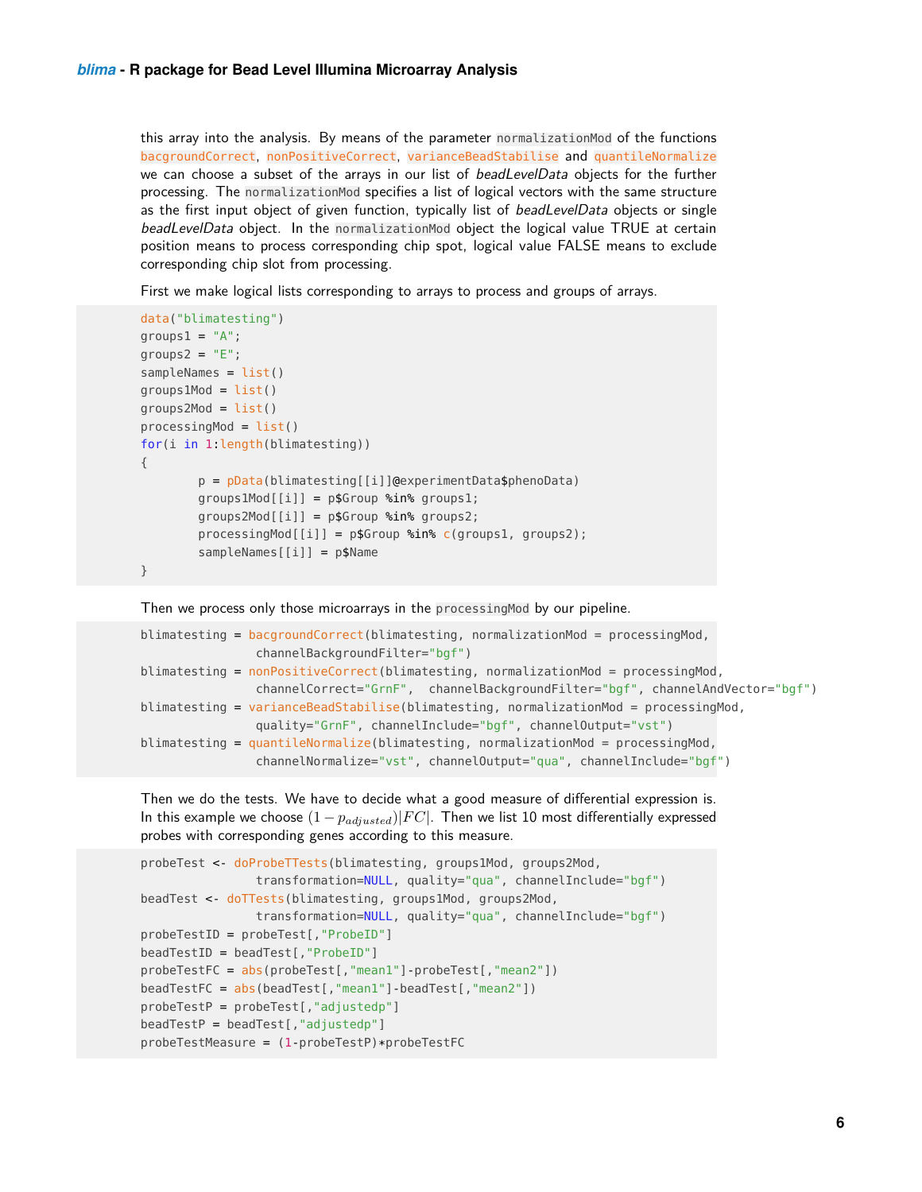this array into the analysis. By means of the parameter `normalizationMod` of the functions `bacgroundCorrect`, `nonPositiveCorrect`, `varianceBeadStabilise` and `quantileNormalize` we can choose a subset of the arrays in our list of *beadLevelData* objects for the further processing. The `normalizationMod` specifies a list of logical vectors with the same structure as the first input object of given function, typically list of *beadLevelData* objects or single *beadLevelData* object. In the `normalizationMod` object the logical value TRUE at certain position means to process corresponding chip spot, logical value FALSE means to exclude corresponding chip slot from processing.

First we make logical lists corresponding to arrays to process and groups of arrays.

```
data("blimatesting")
groups1 = "A";
groups2 = "E";
sampleNames = list()
groups1Mod = list()
groups2Mod = list()
processingMod = list()
for(i in 1:length(blimatesting))
{
        p = pData(blimatesting[[i]]@experimentData$phenoData)
        groups1Mod[[i]] = p$Group %in% groups1;
        groups2Mod[[i]] = p$Group %in% groups2;
        processingMod[[i]] = p$Group %in% c(groups1, groups2);
        sampleNames[[i]] = p$Name
}
```

Then we process only those microarrays in the `processingMod` by our pipeline.

```
blimatesting = bacgroundCorrect(blimatesting, normalizationMod = processingMod,
                    channelBackgroundFilter="bgf")
blimatesting = nonPositiveCorrect(blimatesting, normalizationMod = processingMod,
                    channelCorrect="GrnF",  channelBackgroundFilter="bgf", channelAndVector="bgf")
blimatesting = varianceBeadStabilise(blimatesting, normalizationMod = processingMod,
                    quality="GrnF", channelInclude="bgf", channelOutput="vst")
blimatesting = quantileNormalize(blimatesting, normalizationMod = processingMod,
                    channelNormalize="vst", channelOutput="qua", channelInclude="bgf")
```

Then we do the tests. We have to decide what a good measure of differential expression is. In this example we choose $(1 - p_{adjusted})|FC|$. Then we list 10 most differentially expressed probes with corresponding genes according to this measure.

```
probeTest <- doProbeTTests(blimatesting, groups1Mod, groups2Mod,
                    transformation=NULL, quality="qua", channelInclude="bgf")
beadTest <- doTTests(blimatesting, groups1Mod, groups2Mod,
                    transformation=NULL, quality="qua", channelInclude="bgf")
probeTestID = probeTest[,"ProbeID"]
beadTestID = beadTest[,"ProbeID"]
probeTestFC = abs(probeTest[,"mean1"]-probeTest[,"mean2"])
beadTestFC = abs(beadTest[,"mean1"]-beadTest[,"mean2"])
probeTestP = probeTest[,"adjustedp"]
beadTestP = beadTest[,"adjustedp"]
probeTestMeasure = (1-probeTestP)*probeTestFC
```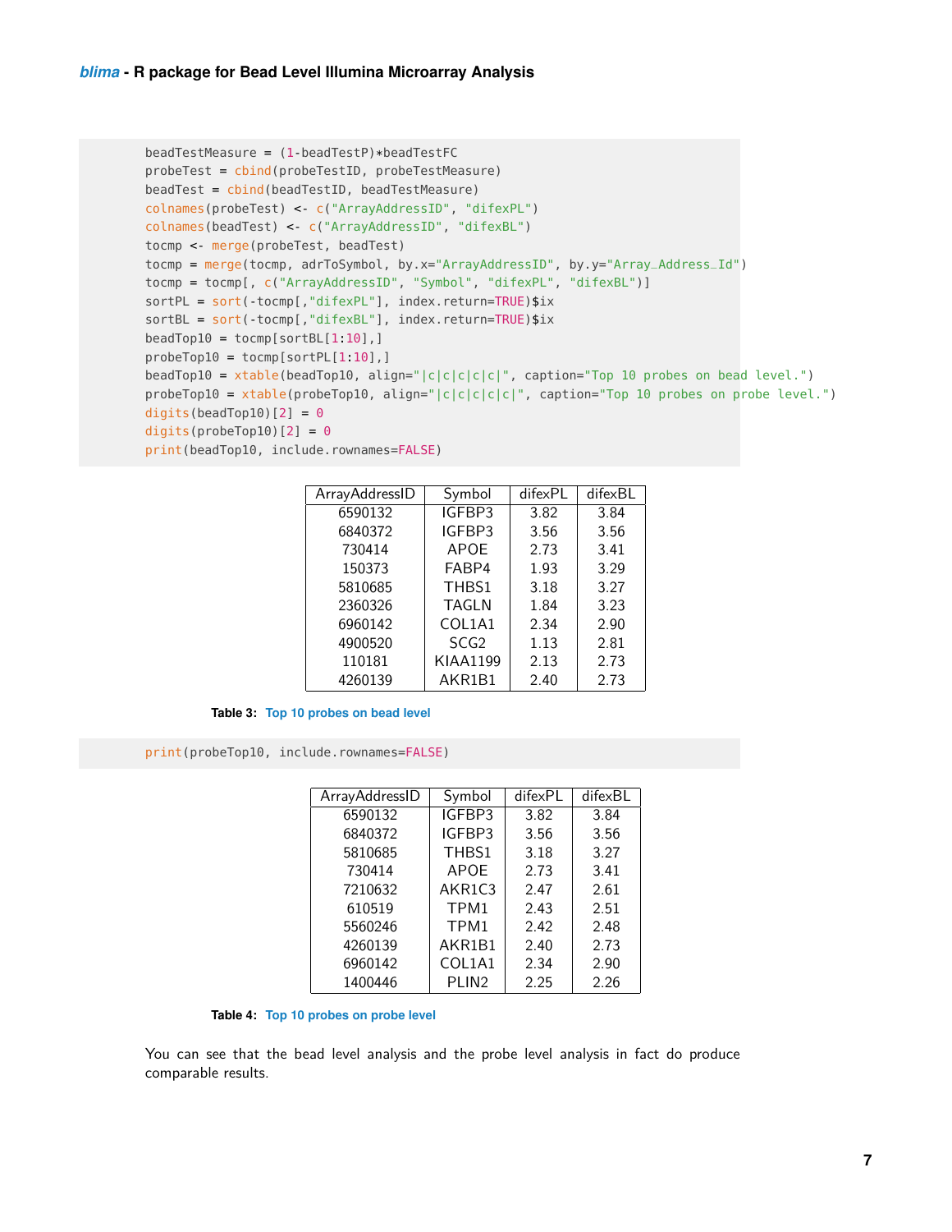```
beadTestMeasure = (1-beadTestP)*beadTestFC
probeTest = cbind(probeTestID, probeTestMeasure)
beadTest = cbind(beadTestID, beadTestMeasure)
colnames(probeTest) <- c("ArrayAddressID", "difexPL")
colnames(beadTest) <- c("ArrayAddressID", "difexBL")
tocmp <- merge(probeTest, beadTest)
tocmp = merge(tocmp, adrToSymbol, by.x="ArrayAddressID", by.y="Array_Address_Id")
tocmp = tocmp[, c("ArrayAddressID", "Symbol", "difexPL", "difexBL")]
sortPL = sort(-tocmp[,"difexPL"], index.return=TRUE)$ix
sortBL = sort(-tocmp[,"difexBL"], index.return=TRUE)$ix
beadTop10 = tocmp[sortBL[1:10],]
probeTop10 = tocmp[sortPL[1:10],]
beadTop10 = xtable(beadTop10, align="|c|c|c|c|c|", caption="Top 10 probes on bead level.")
probeTop10 = xtable(probeTop10, align="|c|c|c|c|c|", caption="Top 10 probes on probe level.")
digits(beadTop10)[2] = 0
digits(probeTop10)[2] = 0
print(beadTop10, include.rownames=FALSE)
```

| ArrayAddressID | Symbol | difexPL | difexBL |
|---|---|---|---|
| 6590132 | IGFBP3 | 3.82 | 3.84 |
| 6840372 | IGFBP3 | 3.56 | 3.56 |
| 730414 | APOE | 2.73 | 3.41 |
| 150373 | FABP4 | 1.93 | 3.29 |
| 5810685 | THBS1 | 3.18 | 3.27 |
| 2360326 | TAGLN | 1.84 | 3.23 |
| 6960142 | COL1A1 | 2.34 | 2.90 |
| 4900520 | SCG2 | 1.13 | 2.81 |
| 110181 | KIAA1199 | 2.13 | 2.73 |
| 4260139 | AKR1B1 | 2.40 | 2.73 |

**Table 3:** Top 10 probes on bead level

```
print(probeTop10, include.rownames=FALSE)
```

| ArrayAddressID | Symbol | difexPL | difexBL |
|---|---|---|---|
| 6590132 | IGFBP3 | 3.82 | 3.84 |
| 6840372 | IGFBP3 | 3.56 | 3.56 |
| 5810685 | THBS1 | 3.18 | 3.27 |
| 730414 | APOE | 2.73 | 3.41 |
| 7210632 | AKR1C3 | 2.47 | 2.61 |
| 610519 | TPM1 | 2.43 | 2.51 |
| 5560246 | TPM1 | 2.42 | 2.48 |
| 4260139 | AKR1B1 | 2.40 | 2.73 |
| 6960142 | COL1A1 | 2.34 | 2.90 |
| 1400446 | PLIN2 | 2.25 | 2.26 |

**Table 4:** Top 10 probes on probe level

You can see that the bead level analysis and the probe level analysis in fact do produce comparable results.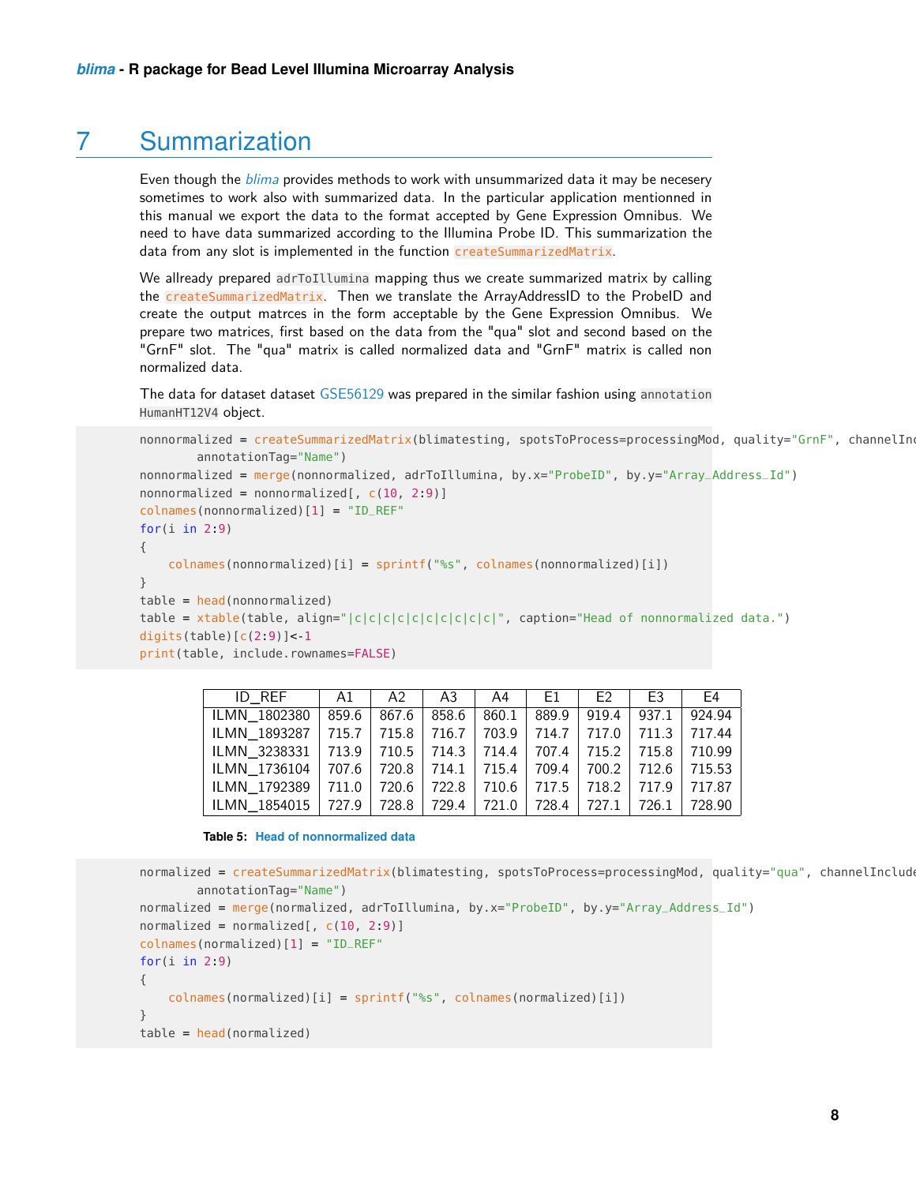# 7 Summarization

Even though the *blima* provides methods to work with unsummarized data it may be necesery sometimes to work also with summarized data. In the particular application mentionned in this manual we export the data to the format accepted by Gene Expression Omnibus. We need to have data summarized according to the Illumina Probe ID. This summarization the data from any slot is implemented in the function `createSummarizedMatrix`.

We allready prepared `adrToIllumina` mapping thus we create summarized matrix by calling the `createSummarizedMatrix`. Then we translate the ArrayAddressID to the ProbeID and create the output matrces in the form acceptable by the Gene Expression Omnibus. We prepare two matrices, first based on the data from the "qua" slot and second based on the "GrnF" slot. The "qua" matrix is called normalized data and "GrnF" matrix is called non normalized data.

The data for dataset dataset GSE56129 was prepared in the similar fashion using `annotation HumanHT12V4` object.

```
nonnormalized = createSummarizedMatrix(blimatesting, spotsToProcess=processingMod, quality="GrnF", channelInc
        annotationTag="Name")
nonnormalized = merge(nonnormalized, adrToIllumina, by.x="ProbeID", by.y="Array_Address_Id")
nonnormalized = nonnormalized[, c(10, 2:9)]
colnames(nonnormalized)[1] = "ID_REF"
for(i in 2:9)
{
    colnames(nonnormalized)[i] = sprintf("%s", colnames(nonnormalized)[i])
}
table = head(nonnormalized)
table = xtable(table, align="|c|c|c|c|c|c|c|c|c|c|", caption="Head of nonnormalized data.")
digits(table)[c(2:9)]<-1
print(table, include.rownames=FALSE)
```

| ID_REF | A1 | A2 | A3 | A4 | E1 | E2 | E3 | E4 |
|---|---|---|---|---|---|---|---|---|
| ILMN_1802380 | 859.6 | 867.6 | 858.6 | 860.1 | 889.9 | 919.4 | 937.1 | 924.94 |
| ILMN_1893287 | 715.7 | 715.8 | 716.7 | 703.9 | 714.7 | 717.0 | 711.3 | 717.44 |
| ILMN_3238331 | 713.9 | 710.5 | 714.3 | 714.4 | 707.4 | 715.2 | 715.8 | 710.99 |
| ILMN_1736104 | 707.6 | 720.8 | 714.1 | 715.4 | 709.4 | 700.2 | 712.6 | 715.53 |
| ILMN_1792389 | 711.0 | 720.6 | 722.8 | 710.6 | 717.5 | 718.2 | 717.9 | 717.87 |
| ILMN_1854015 | 727.9 | 728.8 | 729.4 | 721.0 | 728.4 | 727.1 | 726.1 | 728.90 |

**Table 5: Head of nonnormalized data**

```
normalized = createSummarizedMatrix(blimatesting, spotsToProcess=processingMod, quality="qua", channelInclude
        annotationTag="Name")
normalized = merge(normalized, adrToIllumina, by.x="ProbeID", by.y="Array_Address_Id")
normalized = normalized[, c(10, 2:9)]
colnames(normalized)[1] = "ID_REF"
for(i in 2:9)
{
    colnames(normalized)[i] = sprintf("%s", colnames(normalized)[i])
}
table = head(normalized)
```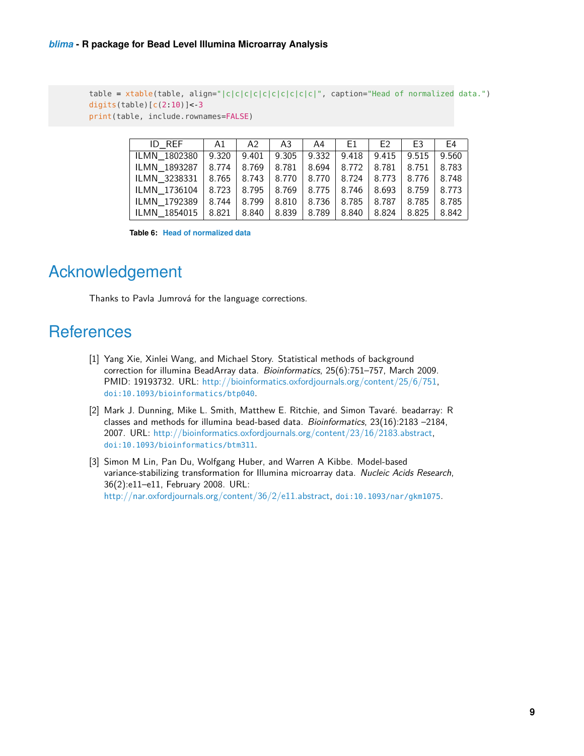```
table = xtable(table, align="|c|c|c|c|c|c|c|c|c|c|", caption="Head of normalized data.")
digits(table)[c(2:10)]<-3
print(table, include.rownames=FALSE)
```

| ID_REF | A1 | A2 | A3 | A4 | E1 | E2 | E3 | E4 |
|---|---|---|---|---|---|---|---|---|
| ILMN_1802380 | 9.320 | 9.401 | 9.305 | 9.332 | 9.418 | 9.415 | 9.515 | 9.560 |
| ILMN_1893287 | 8.774 | 8.769 | 8.781 | 8.694 | 8.772 | 8.781 | 8.751 | 8.783 |
| ILMN_3238331 | 8.765 | 8.743 | 8.770 | 8.770 | 8.724 | 8.773 | 8.776 | 8.748 |
| ILMN_1736104 | 8.723 | 8.795 | 8.769 | 8.775 | 8.746 | 8.693 | 8.759 | 8.773 |
| ILMN_1792389 | 8.744 | 8.799 | 8.810 | 8.736 | 8.785 | 8.787 | 8.785 | 8.785 |
| ILMN_1854015 | 8.821 | 8.840 | 8.839 | 8.789 | 8.840 | 8.824 | 8.825 | 8.842 |

**Table 6:** Head of normalized data

# Acknowledgement

Thanks to Pavla Jumrová for the language corrections.

# References

[1] Yang Xie, Xinlei Wang, and Michael Story. Statistical methods of background correction for illumina BeadArray data. *Bioinformatics*, 25(6):751–757, March 2009. PMID: 19193732. URL: http://bioinformatics.oxfordjournals.org/content/25/6/751, doi:10.1093/bioinformatics/btp040.

[2] Mark J. Dunning, Mike L. Smith, Matthew E. Ritchie, and Simon Tavaré. beadarray: R classes and methods for illumina bead-based data. *Bioinformatics*, 23(16):2183 –2184, 2007. URL: http://bioinformatics.oxfordjournals.org/content/23/16/2183.abstract, doi:10.1093/bioinformatics/btm311.

[3] Simon M Lin, Pan Du, Wolfgang Huber, and Warren A Kibbe. Model-based variance-stabilizing transformation for Illumina microarray data. *Nucleic Acids Research*, 36(2):e11–e11, February 2008. URL: http://nar.oxfordjournals.org/content/36/2/e11.abstract, doi:10.1093/nar/gkm1075.